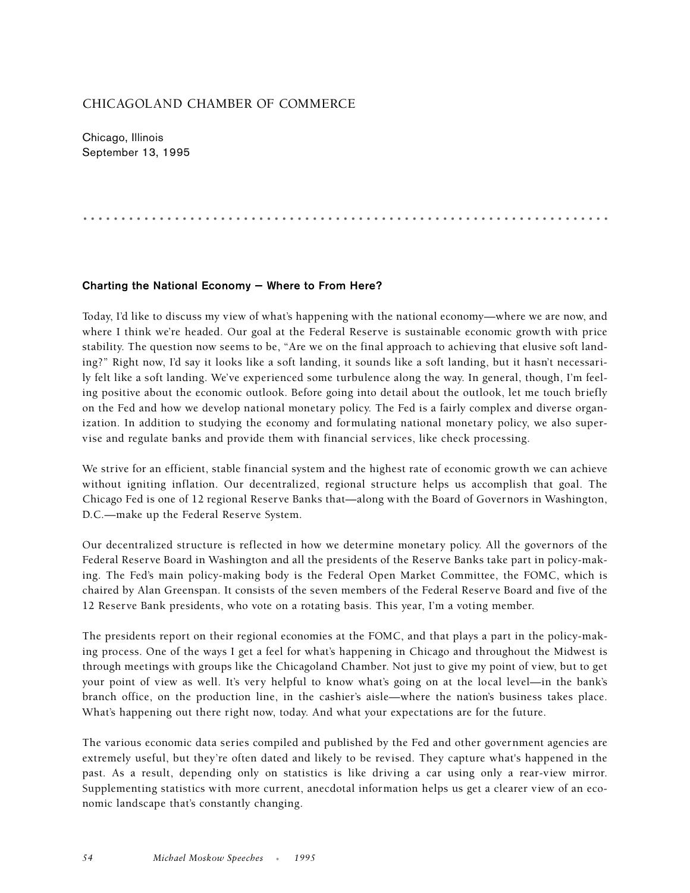## CHICAGOLAND CHAMBER OF COMMERCE

Chicago, Illinois
September 13, 1995

### Charting the National Economy — Where to From Here?

Today, I'd like to discuss my view of what's happening with the national economy—where we are now, and where I think we're headed. Our goal at the Federal Reserve is sustainable economic growth with price stability. The question now seems to be, "Are we on the final approach to achieving that elusive soft landing?" Right now, I'd say it looks like a soft landing, it sounds like a soft landing, but it hasn't necessarily felt like a soft landing. We've experienced some turbulence along the way. In general, though, I'm feeling positive about the economic outlook. Before going into detail about the outlook, let me touch briefly on the Fed and how we develop national monetary policy. The Fed is a fairly complex and diverse organization. In addition to studying the economy and formulating national monetary policy, we also supervise and regulate banks and provide them with financial services, like check processing.

We strive for an efficient, stable financial system and the highest rate of economic growth we can achieve without igniting inflation. Our decentralized, regional structure helps us accomplish that goal. The Chicago Fed is one of 12 regional Reserve Banks that—along with the Board of Governors in Washington, D.C.—make up the Federal Reserve System.

Our decentralized structure is reflected in how we determine monetary policy. All the governors of the Federal Reserve Board in Washington and all the presidents of the Reserve Banks take part in policy-making. The Fed's main policy-making body is the Federal Open Market Committee, the FOMC, which is chaired by Alan Greenspan. It consists of the seven members of the Federal Reserve Board and five of the 12 Reserve Bank presidents, who vote on a rotating basis. This year, I'm a voting member.

The presidents report on their regional economies at the FOMC, and that plays a part in the policy-making process. One of the ways I get a feel for what's happening in Chicago and throughout the Midwest is through meetings with groups like the Chicagoland Chamber. Not just to give my point of view, but to get your point of view as well. It's very helpful to know what's going on at the local level—in the bank's branch office, on the production line, in the cashier's aisle—where the nation's business takes place. What's happening out there right now, today. And what your expectations are for the future.

The various economic data series compiled and published by the Fed and other government agencies are extremely useful, but they're often dated and likely to be revised. They capture what's happened in the past. As a result, depending only on statistics is like driving a car using only a rear-view mirror. Supplementing statistics with more current, anecdotal information helps us get a clearer view of an economic landscape that's constantly changing.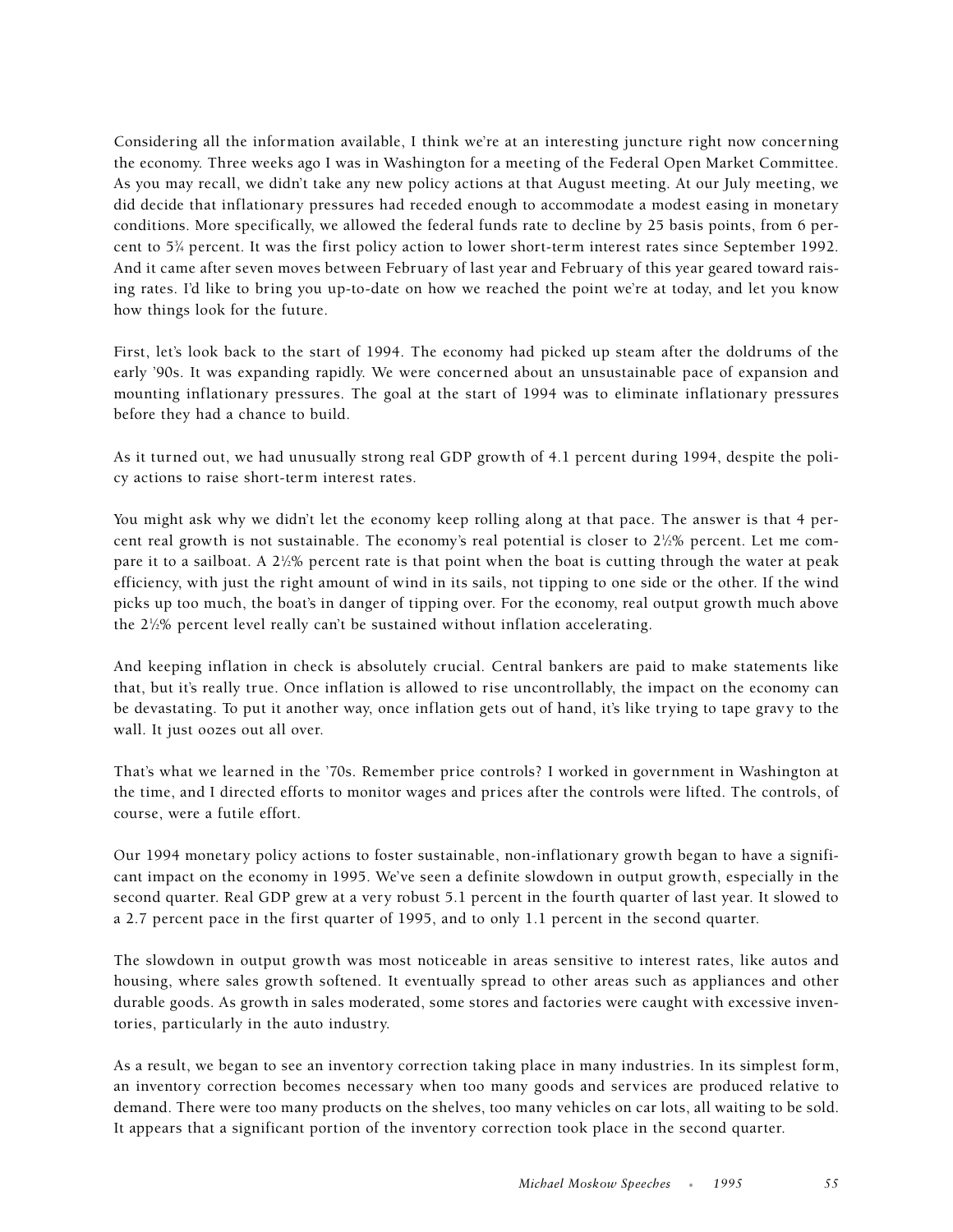Considering all the information available, I think we're at an interesting juncture right now concerning the economy. Three weeks ago I was in Washington for a meeting of the Federal Open Market Committee. As you may recall, we didn't take any new policy actions at that August meeting. At our July meeting, we did decide that inflationary pressures had receded enough to accommodate a modest easing in monetary conditions. More specifically, we allowed the federal funds rate to decline by 25 basis points, from 6 percent to 5¾ percent. It was the first policy action to lower short-term interest rates since September 1992. And it came after seven moves between February of last year and February of this year geared toward raising rates. I'd like to bring you up-to-date on how we reached the point we're at today, and let you know how things look for the future.

First, let's look back to the start of 1994. The economy had picked up steam after the doldrums of the early '90s. It was expanding rapidly. We were concerned about an unsustainable pace of expansion and mounting inflationary pressures. The goal at the start of 1994 was to eliminate inflationary pressures before they had a chance to build.

As it turned out, we had unusually strong real GDP growth of 4.1 percent during 1994, despite the policy actions to raise short-term interest rates.

You might ask why we didn't let the economy keep rolling along at that pace. The answer is that 4 percent real growth is not sustainable. The economy's real potential is closer to 2½% percent. Let me compare it to a sailboat. A 2½% percent rate is that point when the boat is cutting through the water at peak efficiency, with just the right amount of wind in its sails, not tipping to one side or the other. If the wind picks up too much, the boat's in danger of tipping over. For the economy, real output growth much above the 2½% percent level really can't be sustained without inflation accelerating.

And keeping inflation in check is absolutely crucial. Central bankers are paid to make statements like that, but it's really true. Once inflation is allowed to rise uncontrollably, the impact on the economy can be devastating. To put it another way, once inflation gets out of hand, it's like trying to tape gravy to the wall. It just oozes out all over.

That's what we learned in the '70s. Remember price controls? I worked in government in Washington at the time, and I directed efforts to monitor wages and prices after the controls were lifted. The controls, of course, were a futile effort.

Our 1994 monetary policy actions to foster sustainable, non-inflationary growth began to have a significant impact on the economy in 1995. We've seen a definite slowdown in output growth, especially in the second quarter. Real GDP grew at a very robust 5.1 percent in the fourth quarter of last year. It slowed to a 2.7 percent pace in the first quarter of 1995, and to only 1.1 percent in the second quarter.

The slowdown in output growth was most noticeable in areas sensitive to interest rates, like autos and housing, where sales growth softened. It eventually spread to other areas such as appliances and other durable goods. As growth in sales moderated, some stores and factories were caught with excessive inventories, particularly in the auto industry.

As a result, we began to see an inventory correction taking place in many industries. In its simplest form, an inventory correction becomes necessary when too many goods and services are produced relative to demand. There were too many products on the shelves, too many vehicles on car lots, all waiting to be sold. It appears that a significant portion of the inventory correction took place in the second quarter.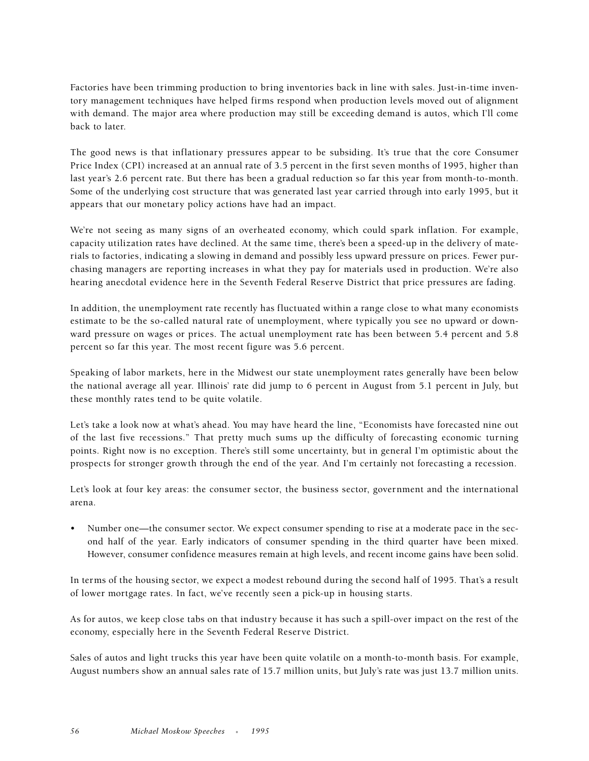Factories have been trimming production to bring inventories back in line with sales. Just-in-time inventory management techniques have helped firms respond when production levels moved out of alignment with demand. The major area where production may still be exceeding demand is autos, which I'll come back to later.

The good news is that inflationary pressures appear to be subsiding. It's true that the core Consumer Price Index (CPI) increased at an annual rate of 3.5 percent in the first seven months of 1995, higher than last year's 2.6 percent rate. But there has been a gradual reduction so far this year from month-to-month. Some of the underlying cost structure that was generated last year carried through into early 1995, but it appears that our monetary policy actions have had an impact.

We're not seeing as many signs of an overheated economy, which could spark inflation. For example, capacity utilization rates have declined. At the same time, there's been a speed-up in the delivery of materials to factories, indicating a slowing in demand and possibly less upward pressure on prices. Fewer purchasing managers are reporting increases in what they pay for materials used in production. We're also hearing anecdotal evidence here in the Seventh Federal Reserve District that price pressures are fading.

In addition, the unemployment rate recently has fluctuated within a range close to what many economists estimate to be the so-called natural rate of unemployment, where typically you see no upward or downward pressure on wages or prices. The actual unemployment rate has been between 5.4 percent and 5.8 percent so far this year. The most recent figure was 5.6 percent.

Speaking of labor markets, here in the Midwest our state unemployment rates generally have been below the national average all year. Illinois' rate did jump to 6 percent in August from 5.1 percent in July, but these monthly rates tend to be quite volatile.

Let's take a look now at what's ahead. You may have heard the line, "Economists have forecasted nine out of the last five recessions." That pretty much sums up the difficulty of forecasting economic turning points. Right now is no exception. There's still some uncertainty, but in general I'm optimistic about the prospects for stronger growth through the end of the year. And I'm certainly not forecasting a recession.

Let's look at four key areas: the consumer sector, the business sector, government and the international arena.

- Number one—the consumer sector. We expect consumer spending to rise at a moderate pace in the second half of the year. Early indicators of consumer spending in the third quarter have been mixed. However, consumer confidence measures remain at high levels, and recent income gains have been solid.

In terms of the housing sector, we expect a modest rebound during the second half of 1995. That's a result of lower mortgage rates. In fact, we've recently seen a pick-up in housing starts.

As for autos, we keep close tabs on that industry because it has such a spill-over impact on the rest of the economy, especially here in the Seventh Federal Reserve District.

Sales of autos and light trucks this year have been quite volatile on a month-to-month basis. For example, August numbers show an annual sales rate of 15.7 million units, but July's rate was just 13.7 million units.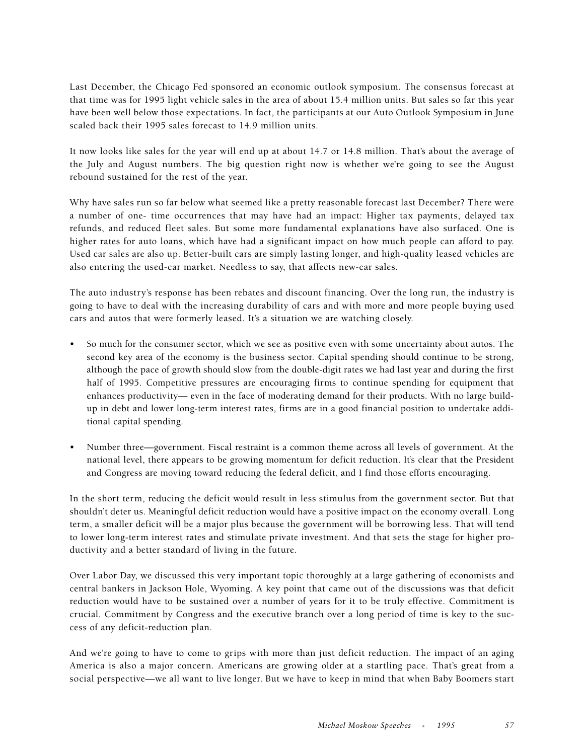Last December, the Chicago Fed sponsored an economic outlook symposium. The consensus forecast at that time was for 1995 light vehicle sales in the area of about 15.4 million units. But sales so far this year have been well below those expectations. In fact, the participants at our Auto Outlook Symposium in June scaled back their 1995 sales forecast to 14.9 million units.

It now looks like sales for the year will end up at about 14.7 or 14.8 million. That's about the average of the July and August numbers. The big question right now is whether we're going to see the August rebound sustained for the rest of the year.

Why have sales run so far below what seemed like a pretty reasonable forecast last December? There were a number of one- time occurrences that may have had an impact: Higher tax payments, delayed tax refunds, and reduced fleet sales. But some more fundamental explanations have also surfaced. One is higher rates for auto loans, which have had a significant impact on how much people can afford to pay. Used car sales are also up. Better-built cars are simply lasting longer, and high-quality leased vehicles are also entering the used-car market. Needless to say, that affects new-car sales.

The auto industry's response has been rebates and discount financing. Over the long run, the industry is going to have to deal with the increasing durability of cars and with more and more people buying used cars and autos that were formerly leased. It's a situation we are watching closely.

- So much for the consumer sector, which we see as positive even with some uncertainty about autos. The second key area of the economy is the business sector. Capital spending should continue to be strong, although the pace of growth should slow from the double-digit rates we had last year and during the first half of 1995. Competitive pressures are encouraging firms to continue spending for equipment that enhances productivity— even in the face of moderating demand for their products. With no large build-up in debt and lower long-term interest rates, firms are in a good financial position to undertake additional capital spending.

- Number three—government. Fiscal restraint is a common theme across all levels of government. At the national level, there appears to be growing momentum for deficit reduction. It's clear that the President and Congress are moving toward reducing the federal deficit, and I find those efforts encouraging.

In the short term, reducing the deficit would result in less stimulus from the government sector. But that shouldn't deter us. Meaningful deficit reduction would have a positive impact on the economy overall. Long term, a smaller deficit will be a major plus because the government will be borrowing less. That will tend to lower long-term interest rates and stimulate private investment. And that sets the stage for higher productivity and a better standard of living in the future.

Over Labor Day, we discussed this very important topic thoroughly at a large gathering of economists and central bankers in Jackson Hole, Wyoming. A key point that came out of the discussions was that deficit reduction would have to be sustained over a number of years for it to be truly effective. Commitment is crucial. Commitment by Congress and the executive branch over a long period of time is key to the success of any deficit-reduction plan.

And we're going to have to come to grips with more than just deficit reduction. The impact of an aging America is also a major concern. Americans are growing older at a startling pace. That's great from a social perspective—we all want to live longer. But we have to keep in mind that when Baby Boomers start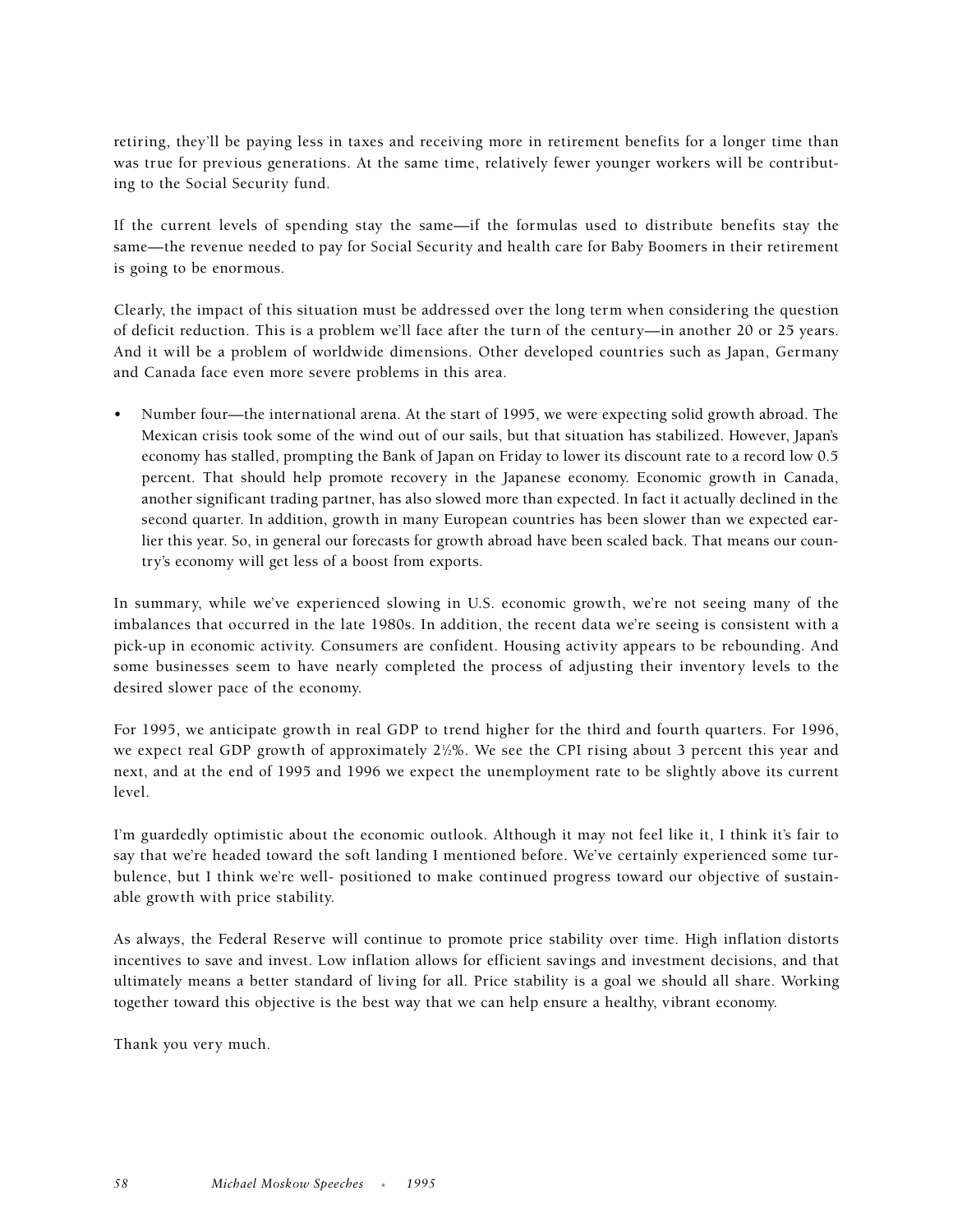retiring, they'll be paying less in taxes and receiving more in retirement benefits for a longer time than was true for previous generations. At the same time, relatively fewer younger workers will be contributing to the Social Security fund.

If the current levels of spending stay the same—if the formulas used to distribute benefits stay the same—the revenue needed to pay for Social Security and health care for Baby Boomers in their retirement is going to be enormous.

Clearly, the impact of this situation must be addressed over the long term when considering the question of deficit reduction. This is a problem we'll face after the turn of the century—in another 20 or 25 years. And it will be a problem of worldwide dimensions. Other developed countries such as Japan, Germany and Canada face even more severe problems in this area.

- Number four—the international arena. At the start of 1995, we were expecting solid growth abroad. The Mexican crisis took some of the wind out of our sails, but that situation has stabilized. However, Japan's economy has stalled, prompting the Bank of Japan on Friday to lower its discount rate to a record low 0.5 percent. That should help promote recovery in the Japanese economy. Economic growth in Canada, another significant trading partner, has also slowed more than expected. In fact it actually declined in the second quarter. In addition, growth in many European countries has been slower than we expected earlier this year. So, in general our forecasts for growth abroad have been scaled back. That means our country's economy will get less of a boost from exports.

In summary, while we've experienced slowing in U.S. economic growth, we're not seeing many of the imbalances that occurred in the late 1980s. In addition, the recent data we're seeing is consistent with a pick-up in economic activity. Consumers are confident. Housing activity appears to be rebounding. And some businesses seem to have nearly completed the process of adjusting their inventory levels to the desired slower pace of the economy.

For 1995, we anticipate growth in real GDP to trend higher for the third and fourth quarters. For 1996, we expect real GDP growth of approximately 2½%. We see the CPI rising about 3 percent this year and next, and at the end of 1995 and 1996 we expect the unemployment rate to be slightly above its current level.

I'm guardedly optimistic about the economic outlook. Although it may not feel like it, I think it's fair to say that we're headed toward the soft landing I mentioned before. We've certainly experienced some turbulence, but I think we're well- positioned to make continued progress toward our objective of sustainable growth with price stability.

As always, the Federal Reserve will continue to promote price stability over time. High inflation distorts incentives to save and invest. Low inflation allows for efficient savings and investment decisions, and that ultimately means a better standard of living for all. Price stability is a goal we should all share. Working together toward this objective is the best way that we can help ensure a healthy, vibrant economy.

Thank you very much.